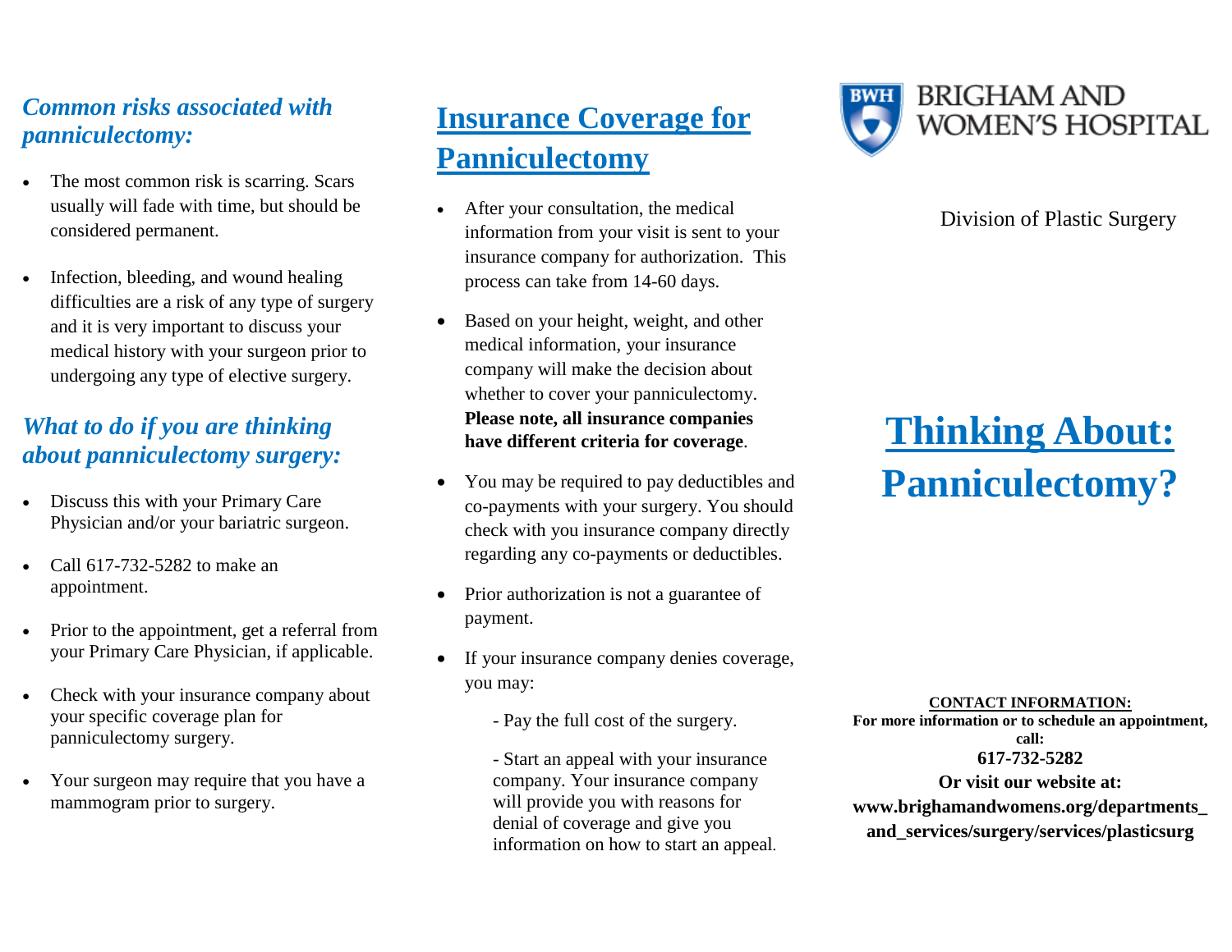### *Common risks associated with panniculectomy:*

- The most common risk is scarring. Scars usually will fade with time, but should be considered permanent.
- Infection, bleeding, and wound healing difficulties are a risk of any type of surgery and it is very important to discuss your medical history with your surgeon prior to undergoing any type of elective surgery.

### *What to do if you are thinking about panniculectomy surgery:*

- Discuss this with your Primary Care Physician and/or your bariatric surgeon.
- Call 617-732-5282 to make an appointment.
- Prior to the appointment, get a referral from your Primary Care Physician, if applicable.
- Check with your insurance company about your specific coverage plan for panniculectomy surgery.
- Your surgeon may require that you have a mammogram prior to surgery.

## Insurance Coverage for Panniculectomy

- After your consultation, the medical information from your visit is sent to your insurance company for authorization. This process can take from 14-60 days.
- Based on your height, weight, and other medical information, your insurance company will make the decision about whether to cover your panniculectomy. **Please note, all insurance companies have different criteria for coverage**.
- You may be required to pay deductibles and co-payments with your surgery. You should check with you insurance company directly regarding any co-payments or deductibles.
- Prior authorization is not a guarantee of payment.
- If your insurance company denies coverage, you may:

  - Pay the full cost of the surgery.

  - Start an appeal with your insurance company. Your insurance company will provide you with reasons for denial of coverage and give you information on how to start an appeal.

BWH BRIGHAM AND WOMEN'S HOSPITAL

Division of Plastic Surgery

# Thinking About: Panniculectomy?

**CONTACT INFORMATION:**

**For more information or to schedule an appointment, call:**

**617-732-5282**

**Or visit our website at:**

**www.brighamandwomens.org/departments_and_services/surgery/services/plasticsurg**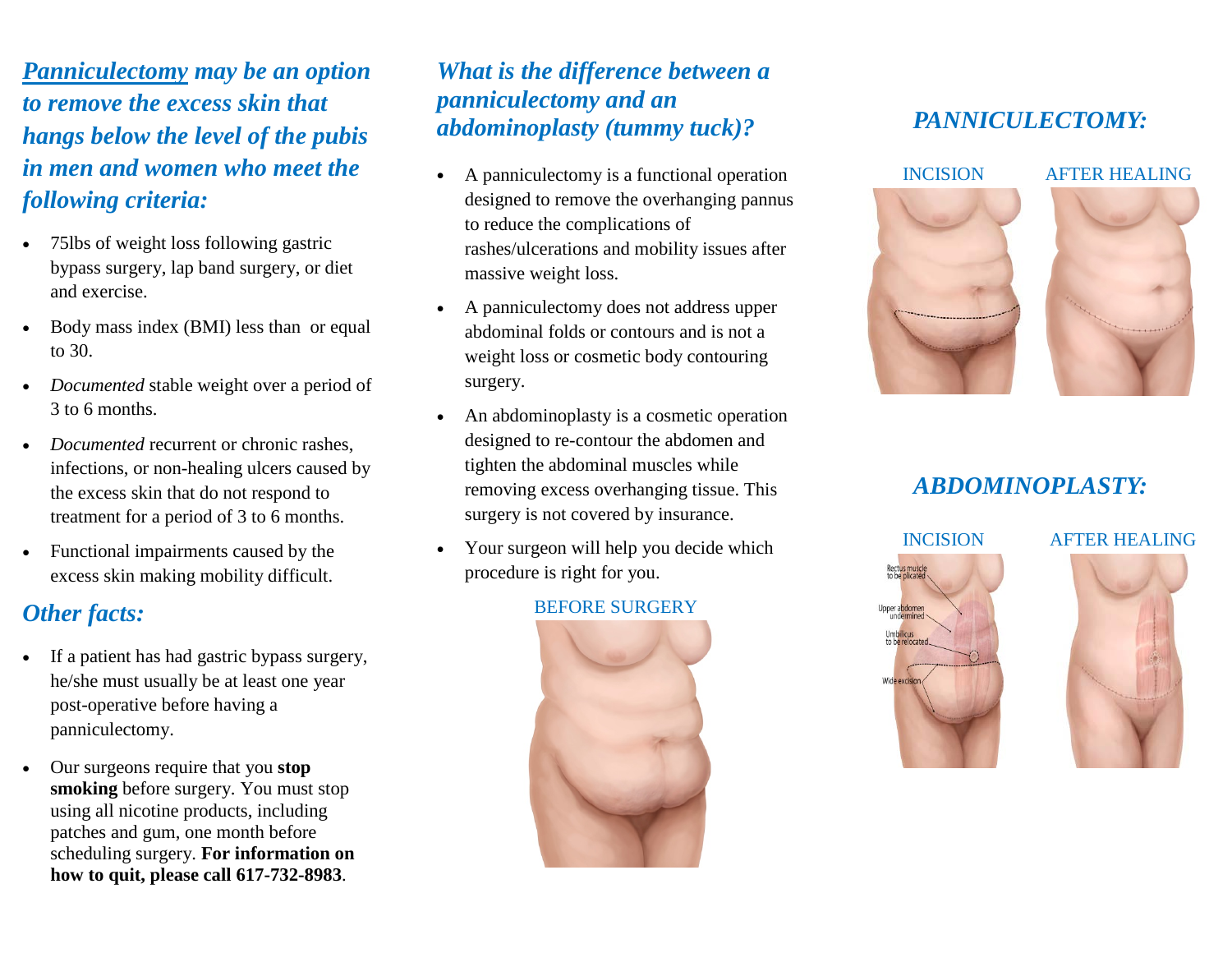## ***Panniculectomy*** *may be an option to remove the excess skin that hangs below the level of the pubis in men and women who meet the following criteria:*

- 75lbs of weight loss following gastric bypass surgery, lap band surgery, or diet and exercise.
- Body mass index (BMI) less than or equal to 30.
- *Documented* stable weight over a period of 3 to 6 months.
- *Documented* recurrent or chronic rashes, infections, or non-healing ulcers caused by the excess skin that do not respond to treatment for a period of 3 to 6 months.
- Functional impairments caused by the excess skin making mobility difficult.

## *Other facts:*

- If a patient has had gastric bypass surgery, he/she must usually be at least one year post-operative before having a panniculectomy.
- Our surgeons require that you **stop smoking** before surgery. You must stop using all nicotine products, including patches and gum, one month before scheduling surgery. **For information on how to quit, please call 617-732-8983**.

## *What is the difference between a panniculectomy and an abdominoplasty (tummy tuck)?*

- A panniculectomy is a functional operation designed to remove the overhanging pannus to reduce the complications of rashes/ulcerations and mobility issues after massive weight loss.
- A panniculectomy does not address upper abdominal folds or contours and is not a weight loss or cosmetic body contouring surgery.
- An abdominoplasty is a cosmetic operation designed to re-contour the abdomen and tighten the abdominal muscles while removing excess overhanging tissue. This surgery is not covered by insurance.
- Your surgeon will help you decide which procedure is right for you.

BEFORE SURGERY

## *PANNICULECTOMY:*

INCISION

AFTER HEALING

## *ABDOMINOPLASTY:*

INCISION

Rectus muscle to be plicated

Upper abdomen undermined

Umbilicus to be relocated

Wide excision

AFTER HEALING